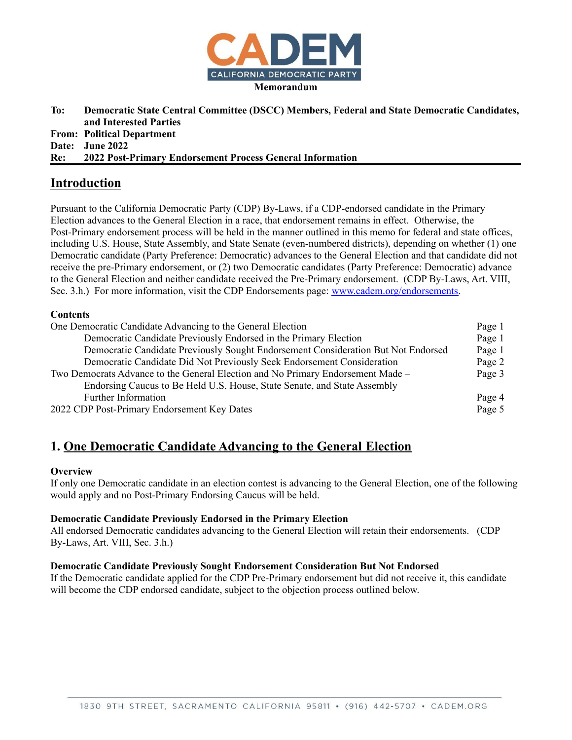**CADEM**
**CALIFORNIA DEMOCRATIC PARTY**

**Memorandum**

**To:** **Democratic State Central Committee (DSCC) Members, Federal and State Democratic Candidates, and Interested Parties**
**From:** **Political Department**
**Date:** **June 2022**
**Re:** **2022 Post-Primary Endorsement Process General Information**

## Introduction

Pursuant to the California Democratic Party (CDP) By-Laws, if a CDP-endorsed candidate in the Primary Election advances to the General Election in a race, that endorsement remains in effect. Otherwise, the Post-Primary endorsement process will be held in the manner outlined in this memo for federal and state offices, including U.S. House, State Assembly, and State Senate (even-numbered districts), depending on whether (1) one Democratic candidate (Party Preference: Democratic) advances to the General Election and that candidate did not receive the pre-Primary endorsement, or (2) two Democratic candidates (Party Preference: Democratic) advance to the General Election and neither candidate received the Pre-Primary endorsement. (CDP By-Laws, Art. VIII, Sec. 3.h.) For more information, visit the CDP Endorsements page: www.cadem.org/endorsements.

**Contents**

| | |
|---|---|
| One Democratic Candidate Advancing to the General Election | Page 1 |
| Democratic Candidate Previously Endorsed in the Primary Election | Page 1 |
| Democratic Candidate Previously Sought Endorsement Consideration But Not Endorsed | Page 1 |
| Democratic Candidate Did Not Previously Seek Endorsement Consideration | Page 2 |
| Two Democrats Advance to the General Election and No Primary Endorsement Made – Endorsing Caucus to Be Held U.S. House, State Senate, and State Assembly | Page 3 |
| Further Information | Page 4 |
| 2022 CDP Post-Primary Endorsement Key Dates | Page 5 |

## 1. One Democratic Candidate Advancing to the General Election

**Overview**
If only one Democratic candidate in an election contest is advancing to the General Election, one of the following would apply and no Post-Primary Endorsing Caucus will be held.

**Democratic Candidate Previously Endorsed in the Primary Election**
All endorsed Democratic candidates advancing to the General Election will retain their endorsements. (CDP By-Laws, Art. VIII, Sec. 3.h.)

**Democratic Candidate Previously Sought Endorsement Consideration But Not Endorsed**
If the Democratic candidate applied for the CDP Pre-Primary endorsement but did not receive it, this candidate will become the CDP endorsed candidate, subject to the objection process outlined below.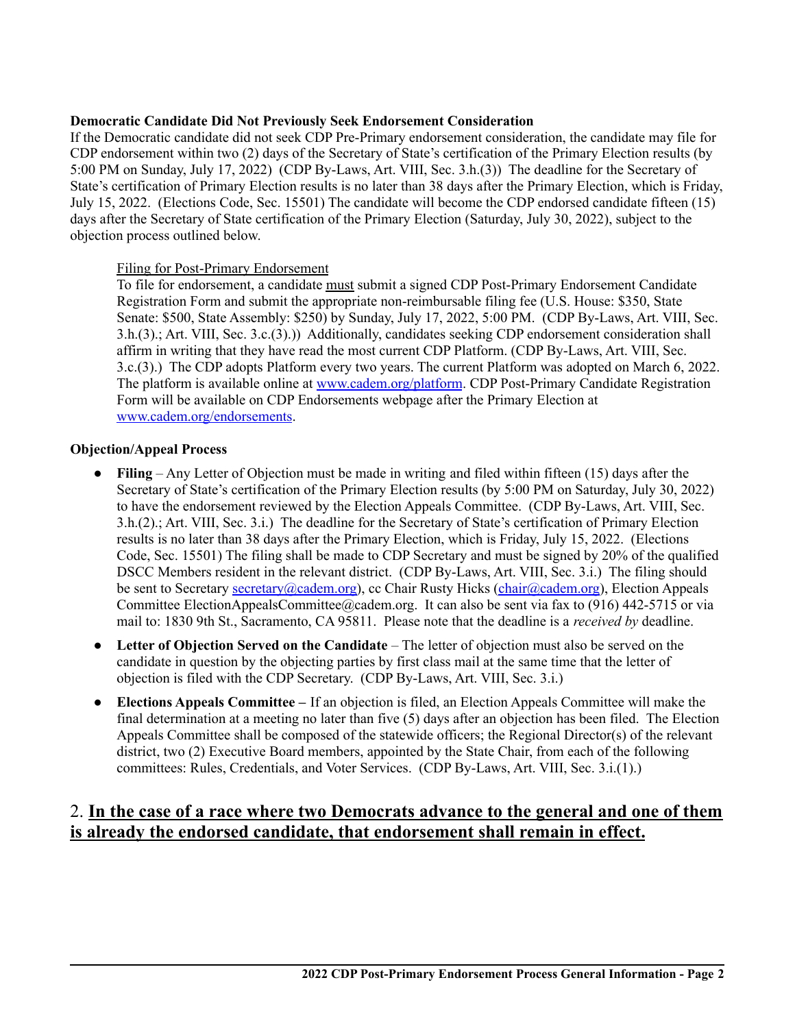**Democratic Candidate Did Not Previously Seek Endorsement Consideration**
If the Democratic candidate did not seek CDP Pre-Primary endorsement consideration, the candidate may file for CDP endorsement within two (2) days of the Secretary of State's certification of the Primary Election results (by 5:00 PM on Sunday, July 17, 2022) (CDP By-Laws, Art. VIII, Sec. 3.h.(3)) The deadline for the Secretary of State's certification of Primary Election results is no later than 38 days after the Primary Election, which is Friday, July 15, 2022. (Elections Code, Sec. 15501) The candidate will become the CDP endorsed candidate fifteen (15) days after the Secretary of State certification of the Primary Election (Saturday, July 30, 2022), subject to the objection process outlined below.

Filing for Post-Primary Endorsement
To file for endorsement, a candidate must submit a signed CDP Post-Primary Endorsement Candidate Registration Form and submit the appropriate non-reimbursable filing fee (U.S. House: $350, State Senate: $500, State Assembly: $250) by Sunday, July 17, 2022, 5:00 PM. (CDP By-Laws, Art. VIII, Sec. 3.h.(3).; Art. VIII, Sec. 3.c.(3).)) Additionally, candidates seeking CDP endorsement consideration shall affirm in writing that they have read the most current CDP Platform. (CDP By-Laws, Art. VIII, Sec. 3.c.(3).) The CDP adopts Platform every two years. The current Platform was adopted on March 6, 2022. The platform is available online at www.cadem.org/platform. CDP Post-Primary Candidate Registration Form will be available on CDP Endorsements webpage after the Primary Election at www.cadem.org/endorsements.

**Objection/Appeal Process**

- **Filing** – Any Letter of Objection must be made in writing and filed within fifteen (15) days after the Secretary of State's certification of the Primary Election results (by 5:00 PM on Saturday, July 30, 2022) to have the endorsement reviewed by the Election Appeals Committee. (CDP By-Laws, Art. VIII, Sec. 3.h.(2).; Art. VIII, Sec. 3.i.) The deadline for the Secretary of State's certification of Primary Election results is no later than 38 days after the Primary Election, which is Friday, July 15, 2022. (Elections Code, Sec. 15501) The filing shall be made to CDP Secretary and must be signed by 20% of the qualified DSCC Members resident in the relevant district. (CDP By-Laws, Art. VIII, Sec. 3.i.) The filing should be sent to Secretary secretary@cadem.org), cc Chair Rusty Hicks (chair@cadem.org), Election Appeals Committee ElectionAppealsCommittee@cadem.org. It can also be sent via fax to (916) 442-5715 or via mail to: 1830 9th St., Sacramento, CA 95811. Please note that the deadline is a *received by* deadline.
- **Letter of Objection Served on the Candidate** – The letter of objection must also be served on the candidate in question by the objecting parties by first class mail at the same time that the letter of objection is filed with the CDP Secretary. (CDP By-Laws, Art. VIII, Sec. 3.i.)
- **Elections Appeals Committee –** If an objection is filed, an Election Appeals Committee will make the final determination at a meeting no later than five (5) days after an objection has been filed. The Election Appeals Committee shall be composed of the statewide officers; the Regional Director(s) of the relevant district, two (2) Executive Board members, appointed by the State Chair, from each of the following committees: Rules, Credentials, and Voter Services. (CDP By-Laws, Art. VIII, Sec. 3.i.(1).)

## 2. **In the case of a race where two Democrats advance to the general and one of them is already the endorsed candidate, that endorsement shall remain in effect.**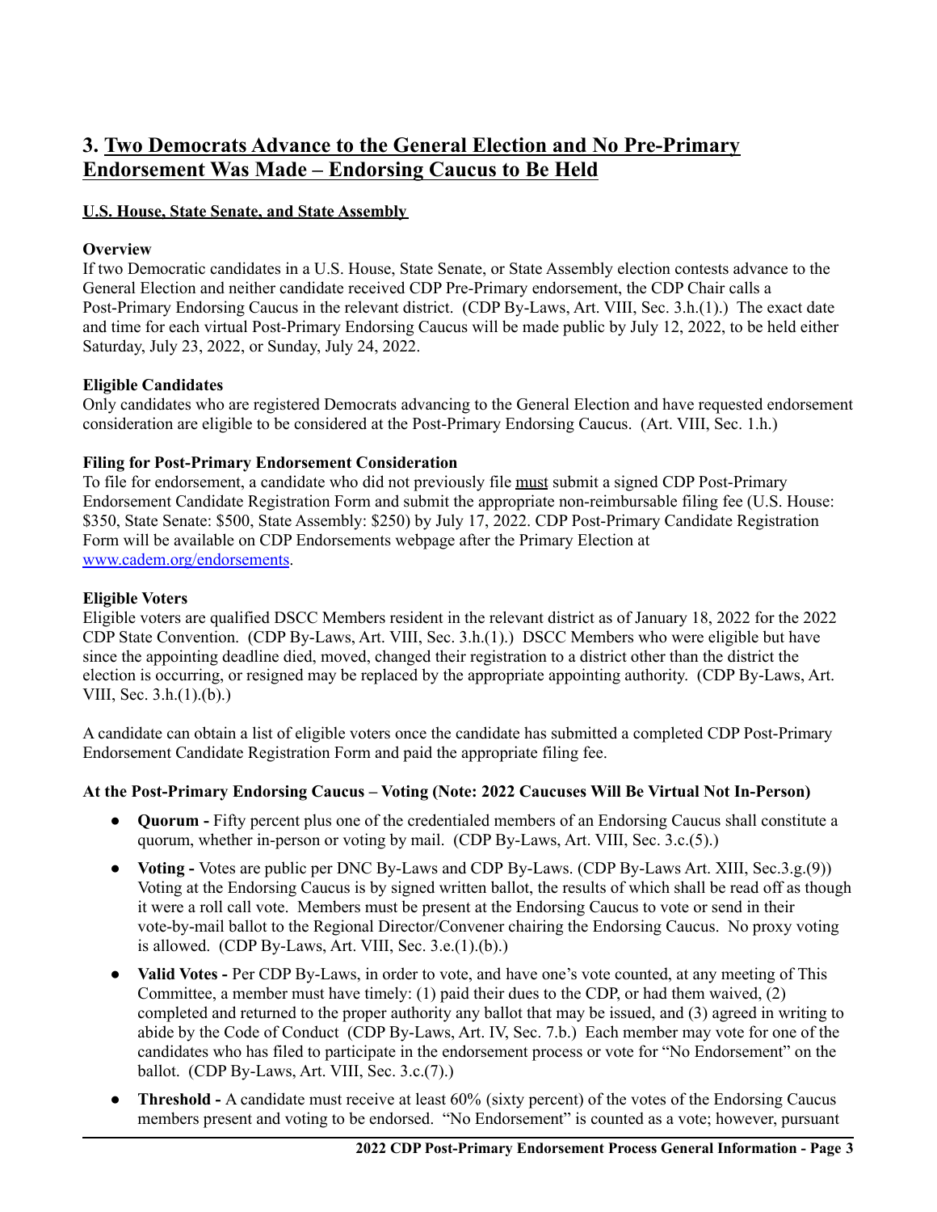## 3. Two Democrats Advance to the General Election and No Pre-Primary Endorsement Was Made – Endorsing Caucus to Be Held

### U.S. House, State Senate, and State Assembly

**Overview**

If two Democratic candidates in a U.S. House, State Senate, or State Assembly election contests advance to the General Election and neither candidate received CDP Pre-Primary endorsement, the CDP Chair calls a Post-Primary Endorsing Caucus in the relevant district. (CDP By-Laws, Art. VIII, Sec. 3.h.(1).) The exact date and time for each virtual Post-Primary Endorsing Caucus will be made public by July 12, 2022, to be held either Saturday, July 23, 2022, or Sunday, July 24, 2022.

**Eligible Candidates**

Only candidates who are registered Democrats advancing to the General Election and have requested endorsement consideration are eligible to be considered at the Post-Primary Endorsing Caucus. (Art. VIII, Sec. 1.h.)

**Filing for Post-Primary Endorsement Consideration**

To file for endorsement, a candidate who did not previously file must submit a signed CDP Post-Primary Endorsement Candidate Registration Form and submit the appropriate non-reimbursable filing fee (U.S. House: $350, State Senate: $500, State Assembly: $250) by July 17, 2022. CDP Post-Primary Candidate Registration Form will be available on CDP Endorsements webpage after the Primary Election at [www.cadem.org/endorsements](www.cadem.org/endorsements).

**Eligible Voters**

Eligible voters are qualified DSCC Members resident in the relevant district as of January 18, 2022 for the 2022 CDP State Convention. (CDP By-Laws, Art. VIII, Sec. 3.h.(1).) DSCC Members who were eligible but have since the appointing deadline died, moved, changed their registration to a district other than the district the election is occurring, or resigned may be replaced by the appropriate appointing authority. (CDP By-Laws, Art. VIII, Sec. 3.h.(1).(b).)

A candidate can obtain a list of eligible voters once the candidate has submitted a completed CDP Post-Primary Endorsement Candidate Registration Form and paid the appropriate filing fee.

**At the Post-Primary Endorsing Caucus – Voting (Note: 2022 Caucuses Will Be Virtual Not In-Person)**

- **Quorum -** Fifty percent plus one of the credentialed members of an Endorsing Caucus shall constitute a quorum, whether in-person or voting by mail. (CDP By-Laws, Art. VIII, Sec. 3.c.(5).)
- **Voting -** Votes are public per DNC By-Laws and CDP By-Laws. (CDP By-Laws Art. XIII, Sec.3.g.(9)) Voting at the Endorsing Caucus is by signed written ballot, the results of which shall be read off as though it were a roll call vote. Members must be present at the Endorsing Caucus to vote or send in their vote-by-mail ballot to the Regional Director/Convener chairing the Endorsing Caucus. No proxy voting is allowed. (CDP By-Laws, Art. VIII, Sec. 3.e.(1).(b).)
- **Valid Votes -** Per CDP By-Laws, in order to vote, and have one's vote counted, at any meeting of This Committee, a member must have timely: (1) paid their dues to the CDP, or had them waived, (2) completed and returned to the proper authority any ballot that may be issued, and (3) agreed in writing to abide by the Code of Conduct (CDP By-Laws, Art. IV, Sec. 7.b.) Each member may vote for one of the candidates who has filed to participate in the endorsement process or vote for "No Endorsement" on the ballot. (CDP By-Laws, Art. VIII, Sec. 3.c.(7).)
- **Threshold -** A candidate must receive at least 60% (sixty percent) of the votes of the Endorsing Caucus members present and voting to be endorsed. "No Endorsement" is counted as a vote; however, pursuant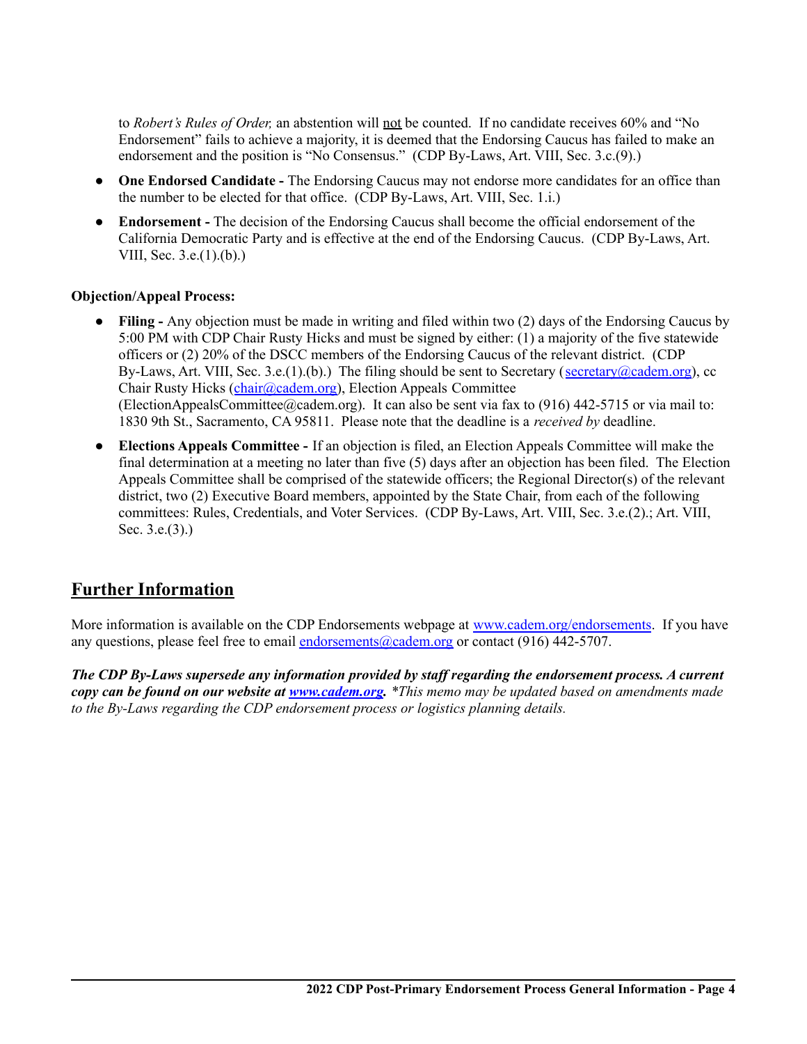to *Robert's Rules of Order,* an abstention will not be counted. If no candidate receives 60% and "No Endorsement" fails to achieve a majority, it is deemed that the Endorsing Caucus has failed to make an endorsement and the position is "No Consensus." (CDP By-Laws, Art. VIII, Sec. 3.c.(9).)

- **One Endorsed Candidate -** The Endorsing Caucus may not endorse more candidates for an office than the number to be elected for that office. (CDP By-Laws, Art. VIII, Sec. 1.i.)
- **Endorsement -** The decision of the Endorsing Caucus shall become the official endorsement of the California Democratic Party and is effective at the end of the Endorsing Caucus. (CDP By-Laws, Art. VIII, Sec. 3.e.(1).(b).)

**Objection/Appeal Process:**

- **Filing -** Any objection must be made in writing and filed within two (2) days of the Endorsing Caucus by 5:00 PM with CDP Chair Rusty Hicks and must be signed by either: (1) a majority of the five statewide officers or (2) 20% of the DSCC members of the Endorsing Caucus of the relevant district. (CDP By-Laws, Art. VIII, Sec. 3.e.(1).(b).) The filing should be sent to Secretary (secretary@cadem.org), cc Chair Rusty Hicks (chair@cadem.org), Election Appeals Committee (ElectionAppealsCommittee@cadem.org). It can also be sent via fax to (916) 442-5715 or via mail to: 1830 9th St., Sacramento, CA 95811. Please note that the deadline is a *received by* deadline.
- **Elections Appeals Committee -** If an objection is filed, an Election Appeals Committee will make the final determination at a meeting no later than five (5) days after an objection has been filed. The Election Appeals Committee shall be comprised of the statewide officers; the Regional Director(s) of the relevant district, two (2) Executive Board members, appointed by the State Chair, from each of the following committees: Rules, Credentials, and Voter Services. (CDP By-Laws, Art. VIII, Sec. 3.e.(2).; Art. VIII, Sec. 3.e.(3).)

## Further Information

More information is available on the CDP Endorsements webpage at www.cadem.org/endorsements. If you have any questions, please feel free to email endorsements@cadem.org or contact (916) 442-5707.

***The CDP By-Laws supersede any information provided by staff regarding the endorsement process. A current copy can be found on our website at www.cadem.org.*** *\*This memo may be updated based on amendments made to the By-Laws regarding the CDP endorsement process or logistics planning details.*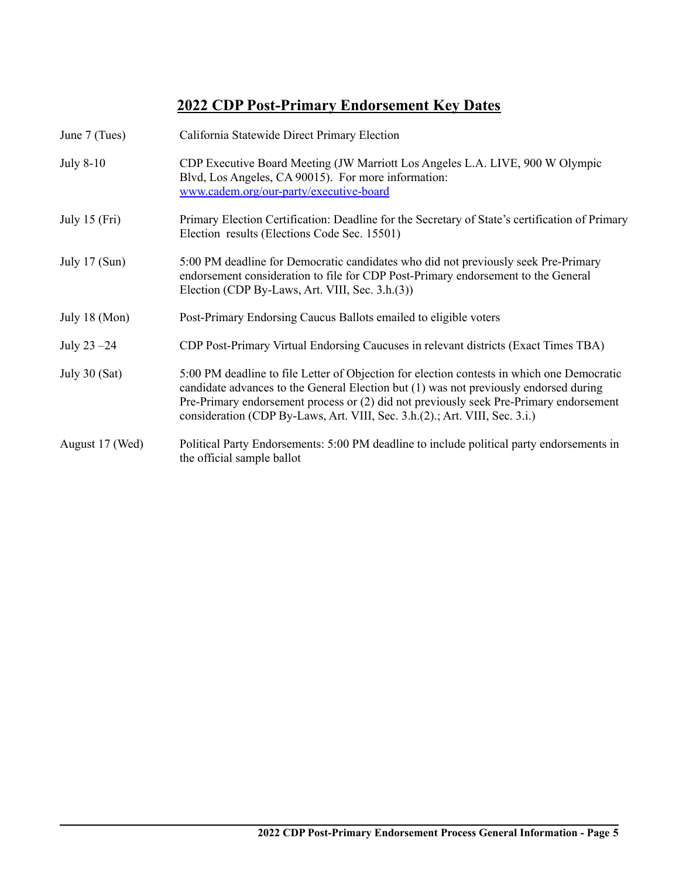## 2022 CDP Post-Primary Endorsement Key Dates

| | |
|---|---|
| June 7 (Tues) | California Statewide Direct Primary Election |
| July 8-10 | CDP Executive Board Meeting (JW Marriott Los Angeles L.A. LIVE, 900 W Olympic Blvd, Los Angeles, CA 90015). For more information: [www.cadem.org/our-party/executive-board](www.cadem.org/our-party/executive-board) |
| July 15 (Fri) | Primary Election Certification: Deadline for the Secretary of State's certification of Primary Election results (Elections Code Sec. 15501) |
| July 17 (Sun) | 5:00 PM deadline for Democratic candidates who did not previously seek Pre-Primary endorsement consideration to file for CDP Post-Primary endorsement to the General Election (CDP By-Laws, Art. VIII, Sec. 3.h.(3)) |
| July 18 (Mon) | Post-Primary Endorsing Caucus Ballots emailed to eligible voters |
| July 23 –24 | CDP Post-Primary Virtual Endorsing Caucuses in relevant districts (Exact Times TBA) |
| July 30 (Sat) | 5:00 PM deadline to file Letter of Objection for election contests in which one Democratic candidate advances to the General Election but (1) was not previously endorsed during Pre-Primary endorsement process or (2) did not previously seek Pre-Primary endorsement consideration (CDP By-Laws, Art. VIII, Sec. 3.h.(2).; Art. VIII, Sec. 3.i.) |
| August 17 (Wed) | Political Party Endorsements: 5:00 PM deadline to include political party endorsements in the official sample ballot |